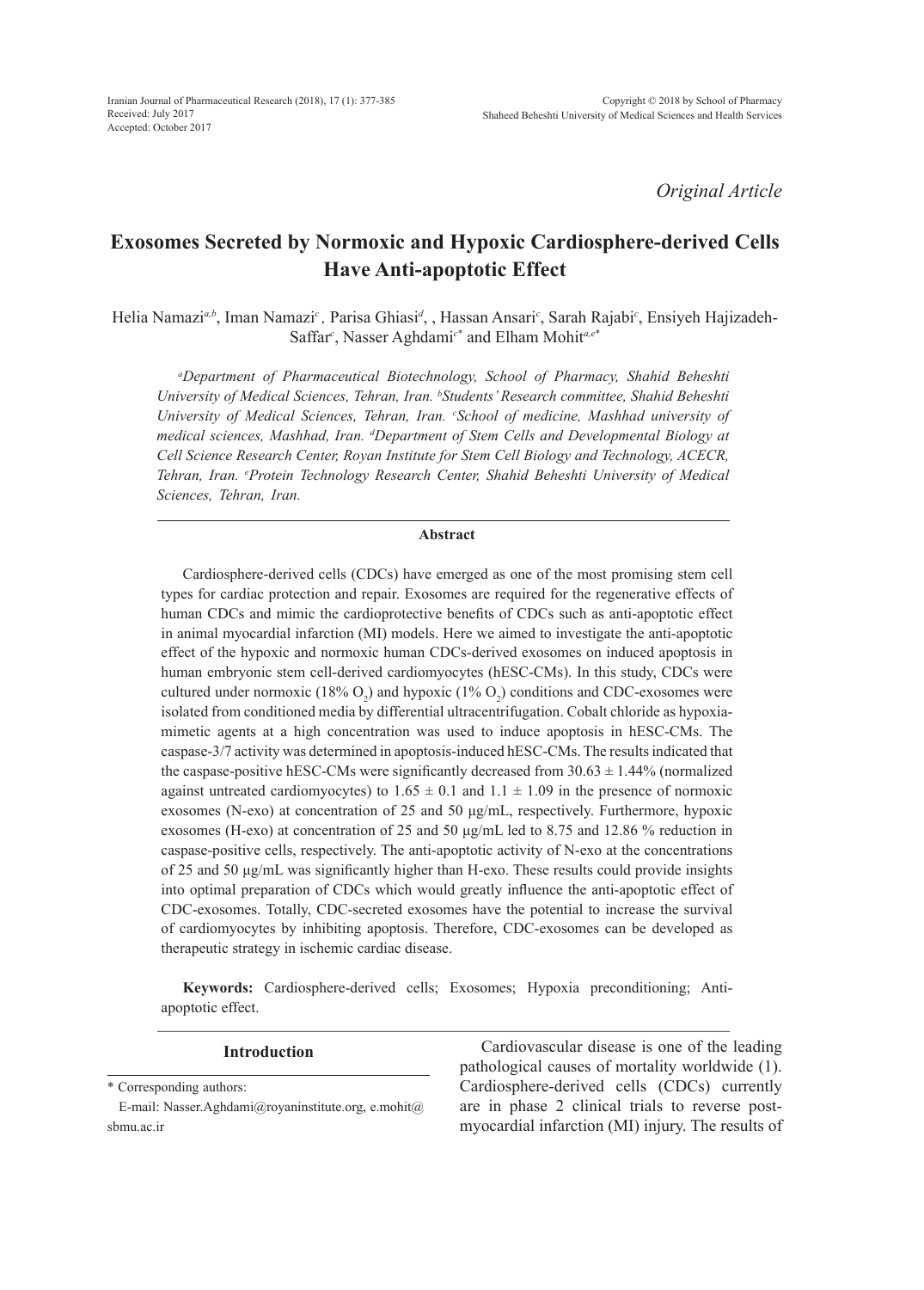*Original Article*

# Exosomes Secreted by Normoxic and Hypoxic Cardiosphere-derived Cells Have Anti-apoptotic Effect

Helia Namazi[a,b], Iman Namazi[c], Parisa Ghiasi[d], , Hassan Ansari[c], Sarah Rajabi[c], Ensiyeh Hajizadeh-Saffar[c], Nasser Aghdami[c*] and Elham Mohit[a,e*]

*[a]Department of Pharmaceutical Biotechnology, School of Pharmacy, Shahid Beheshti University of Medical Sciences, Tehran, Iran. [b]Students' Research committee, Shahid Beheshti University of Medical Sciences, Tehran, Iran. [c]School of medicine, Mashhad university of medical sciences, Mashhad, Iran. [d]Department of Stem Cells and Developmental Biology at Cell Science Research Center, Royan Institute for Stem Cell Biology and Technology, ACECR, Tehran, Iran. [e]Protein Technology Research Center, Shahid Beheshti University of Medical Sciences, Tehran, Iran.*

## Abstract

Cardiosphere-derived cells (CDCs) have emerged as one of the most promising stem cell types for cardiac protection and repair. Exosomes are required for the regenerative effects of human CDCs and mimic the cardioprotective benefits of CDCs such as anti-apoptotic effect in animal myocardial infarction (MI) models. Here we aimed to investigate the anti-apoptotic effect of the hypoxic and normoxic human CDCs-derived exosomes on induced apoptosis in human embryonic stem cell-derived cardiomyocytes (hESC-CMs). In this study, CDCs were cultured under normoxic (18% $O_2$) and hypoxic (1% $O_2$) conditions and CDC-exosomes were isolated from conditioned media by differential ultracentrifugation. Cobalt chloride as hypoxia-mimetic agents at a high concentration was used to induce apoptosis in hESC-CMs. The caspase-3/7 activity was determined in apoptosis-induced hESC-CMs. The results indicated that the caspase-positive hESC-CMs were significantly decreased from $30.63 \pm 1.44\%$ (normalized against untreated cardiomyocytes) to $1.65 \pm 0.1$ and $1.1 \pm 1.09$ in the presence of normoxic exosomes (N-exo) at concentration of 25 and 50 µg/mL, respectively. Furthermore, hypoxic exosomes (H-exo) at concentration of 25 and 50 µg/mL led to 8.75 and 12.86 % reduction in caspase-positive cells, respectively. The anti-apoptotic activity of N-exo at the concentrations of 25 and 50 µg/mL was significantly higher than H-exo. These results could provide insights into optimal preparation of CDCs which would greatly influence the anti-apoptotic effect of CDC-exosomes. Totally, CDC-secreted exosomes have the potential to increase the survival of cardiomyocytes by inhibiting apoptosis. Therefore, CDC-exosomes can be developed as therapeutic strategy in ischemic cardiac disease.

**Keywords:** Cardiosphere-derived cells; Exosomes; Hypoxia preconditioning; Anti-apoptotic effect.

## Introduction

Cardiovascular disease is one of the leading pathological causes of mortality worldwide (1). Cardiosphere-derived cells (CDCs) currently are in phase 2 clinical trials to reverse post-myocardial infarction (MI) injury. The results of

* Corresponding authors:
E-mail: Nasser.Aghdami@royaninstitute.org, e.mohit@sbmu.ac.ir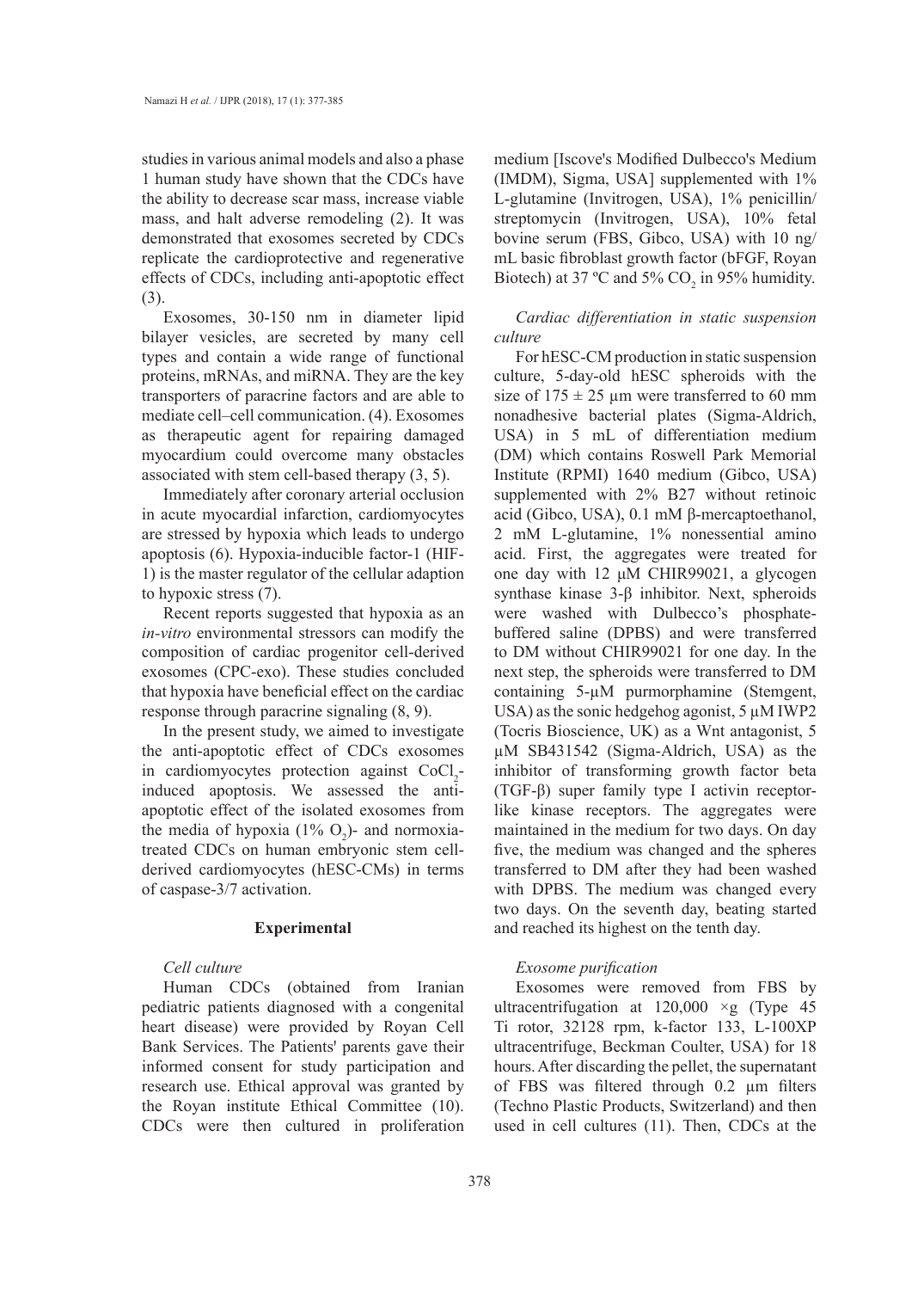studies in various animal models and also a phase 1 human study have shown that the CDCs have the ability to decrease scar mass, increase viable mass, and halt adverse remodeling (2). It was demonstrated that exosomes secreted by CDCs replicate the cardioprotective and regenerative effects of CDCs, including anti-apoptotic effect (3).

Exosomes, 30-150 nm in diameter lipid bilayer vesicles, are secreted by many cell types and contain a wide range of functional proteins, mRNAs, and miRNA. They are the key transporters of paracrine factors and are able to mediate cell–cell communication. (4). Exosomes as therapeutic agent for repairing damaged myocardium could overcome many obstacles associated with stem cell-based therapy (3, 5).

Immediately after coronary arterial occlusion in acute myocardial infarction, cardiomyocytes are stressed by hypoxia which leads to undergo apoptosis (6). Hypoxia-inducible factor-1 (HIF-1) is the master regulator of the cellular adaption to hypoxic stress (7).

Recent reports suggested that hypoxia as an *in-vitro* environmental stressors can modify the composition of cardiac progenitor cell-derived exosomes (CPC-exo). These studies concluded that hypoxia have beneficial effect on the cardiac response through paracrine signaling (8, 9).

In the present study, we aimed to investigate the anti-apoptotic effect of CDCs exosomes in cardiomyocytes protection against $CoCl_2$-induced apoptosis. We assessed the anti-apoptotic effect of the isolated exosomes from the media of hypoxia (1% $O_2$)- and normoxia-treated CDCs on human embryonic stem cell-derived cardiomyocytes (hESC-CMs) in terms of caspase-3/7 activation.

## Experimental

### *Cell culture*

Human CDCs (obtained from Iranian pediatric patients diagnosed with a congenital heart disease) were provided by Royan Cell Bank Services. The Patients' parents gave their informed consent for study participation and research use. Ethical approval was granted by the Royan institute Ethical Committee (10). CDCs were then cultured in proliferation medium [Iscove's Modified Dulbecco's Medium (IMDM), Sigma, USA] supplemented with 1% L-glutamine (Invitrogen, USA), 1% penicillin/streptomycin (Invitrogen, USA), 10% fetal bovine serum (FBS, Gibco, USA) with 10 ng/mL basic fibroblast growth factor (bFGF, Royan Biotech) at 37 ºC and 5% $CO_2$ in 95% humidity.

### *Cardiac differentiation in static suspension culture*

For hESC-CM production in static suspension culture, 5-day-old hESC spheroids with the size of 175 ± 25 µm were transferred to 60 mm nonadhesive bacterial plates (Sigma-Aldrich, USA) in 5 mL of differentiation medium (DM) which contains Roswell Park Memorial Institute (RPMI) 1640 medium (Gibco, USA) supplemented with 2% B27 without retinoic acid (Gibco, USA), 0.1 mM β-mercaptoethanol, 2 mM L-glutamine, 1% nonessential amino acid. First, the aggregates were treated for one day with 12 µM CHIR99021, a glycogen synthase kinase 3-β inhibitor. Next, spheroids were washed with Dulbecco's phosphate-buffered saline (DPBS) and were transferred to DM without CHIR99021 for one day. In the next step, the spheroids were transferred to DM containing 5-µM purmorphamine (Stemgent, USA) as the sonic hedgehog agonist, 5 µM IWP2 (Tocris Bioscience, UK) as a Wnt antagonist, 5 µM SB431542 (Sigma-Aldrich, USA) as the inhibitor of transforming growth factor beta (TGF-β) super family type I activin receptor-like kinase receptors. The aggregates were maintained in the medium for two days. On day five, the medium was changed and the spheres transferred to DM after they had been washed with DPBS. The medium was changed every two days. On the seventh day, beating started and reached its highest on the tenth day.

### *Exosome purification*

Exosomes were removed from FBS by ultracentrifugation at 120,000 ×g (Type 45 Ti rotor, 32128 rpm, k-factor 133, L-100XP ultracentrifuge, Beckman Coulter, USA) for 18 hours. After discarding the pellet, the supernatant of FBS was filtered through 0.2 µm filters (Techno Plastic Products, Switzerland) and then used in cell cultures (11). Then, CDCs at the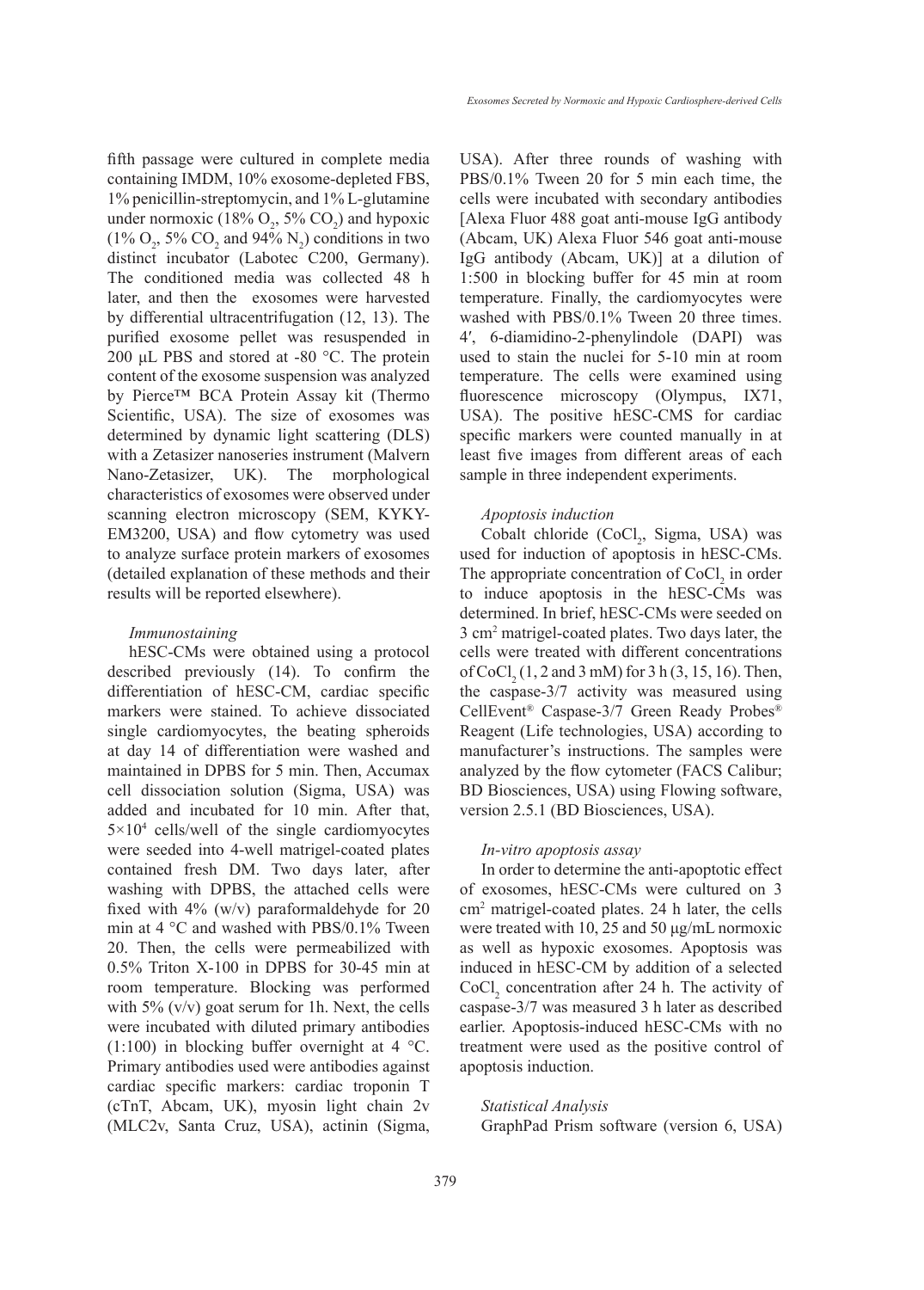fifth passage were cultured in complete media containing IMDM, 10% exosome-depleted FBS, 1% penicillin-streptomycin, and 1% L-glutamine under normoxic (18% $O_2$, 5% $CO_2$) and hypoxic (1% $O_2$, 5% $CO_2$ and 94% $N_2$) conditions in two distinct incubator (Labotec C200, Germany). The conditioned media was collected 48 h later, and then the exosomes were harvested by differential ultracentrifugation (12, 13). The purified exosome pellet was resuspended in 200 µL PBS and stored at -80 °C. The protein content of the exosome suspension was analyzed by Pierce™ BCA Protein Assay kit (Thermo Scientific, USA). The size of exosomes was determined by dynamic light scattering (DLS) with a Zetasizer nanoseries instrument (Malvern Nano-Zetasizer, UK). The morphological characteristics of exosomes were observed under scanning electron microscopy (SEM, KYKY-EM3200, USA) and flow cytometry was used to analyze surface protein markers of exosomes (detailed explanation of these methods and their results will be reported elsewhere).

### *Immunostaining*

hESC-CMs were obtained using a protocol described previously (14). To confirm the differentiation of hESC-CM, cardiac specific markers were stained. To achieve dissociated single cardiomyocytes, the beating spheroids at day 14 of differentiation were washed and maintained in DPBS for 5 min. Then, Accumax cell dissociation solution (Sigma, USA) was added and incubated for 10 min. After that, $5 \times 10^4$ cells/well of the single cardiomyocytes were seeded into 4-well matrigel-coated plates contained fresh DM. Two days later, after washing with DPBS, the attached cells were fixed with 4% (w/v) paraformaldehyde for 20 min at 4 °C and washed with PBS/0.1% Tween 20. Then, the cells were permeabilized with 0.5% Triton X-100 in DPBS for 30-45 min at room temperature. Blocking was performed with 5% (v/v) goat serum for 1h. Next, the cells were incubated with diluted primary antibodies (1:100) in blocking buffer overnight at 4 °C. Primary antibodies used were antibodies against cardiac specific markers: cardiac troponin T (cTnT, Abcam, UK), myosin light chain 2v (MLC2v, Santa Cruz, USA), actinin (Sigma, USA). After three rounds of washing with PBS/0.1% Tween 20 for 5 min each time, the cells were incubated with secondary antibodies [Alexa Fluor 488 goat anti-mouse IgG antibody (Abcam, UK) Alexa Fluor 546 goat anti-mouse IgG antibody (Abcam, UK)] at a dilution of 1:500 in blocking buffer for 45 min at room temperature. Finally, the cardiomyocytes were washed with PBS/0.1% Tween 20 three times. 4′, 6-diamidino-2-phenylindole (DAPI) was used to stain the nuclei for 5-10 min at room temperature. The cells were examined using fluorescence microscopy (Olympus, IX71, USA). The positive hESC-CMS for cardiac specific markers were counted manually in at least five images from different areas of each sample in three independent experiments.

### *Apoptosis induction*

Cobalt chloride ($CoCl_2$, Sigma, USA) was used for induction of apoptosis in hESC-CMs. The appropriate concentration of $CoCl_2$ in order to induce apoptosis in the hESC-CMs was determined. In brief, hESC-CMs were seeded on 3 $cm^2$ matrigel-coated plates. Two days later, the cells were treated with different concentrations of $CoCl_2$ (1, 2 and 3 mM) for 3 h (3, 15, 16). Then, the caspase-3/7 activity was measured using CellEvent® Caspase-3/7 Green Ready Probes® Reagent (Life technologies, USA) according to manufacturer's instructions. The samples were analyzed by the flow cytometer (FACS Calibur; BD Biosciences, USA) using Flowing software, version 2.5.1 (BD Biosciences, USA).

### *In-vitro apoptosis assay*

In order to determine the anti-apoptotic effect of exosomes, hESC-CMs were cultured on 3 $cm^2$ matrigel-coated plates. 24 h later, the cells were treated with 10, 25 and 50 µg/mL normoxic as well as hypoxic exosomes. Apoptosis was induced in hESC-CM by addition of a selected $CoCl_2$ concentration after 24 h. The activity of caspase-3/7 was measured 3 h later as described earlier. Apoptosis-induced hESC-CMs with no treatment were used as the positive control of apoptosis induction.

### *Statistical Analysis*

GraphPad Prism software (version 6, USA)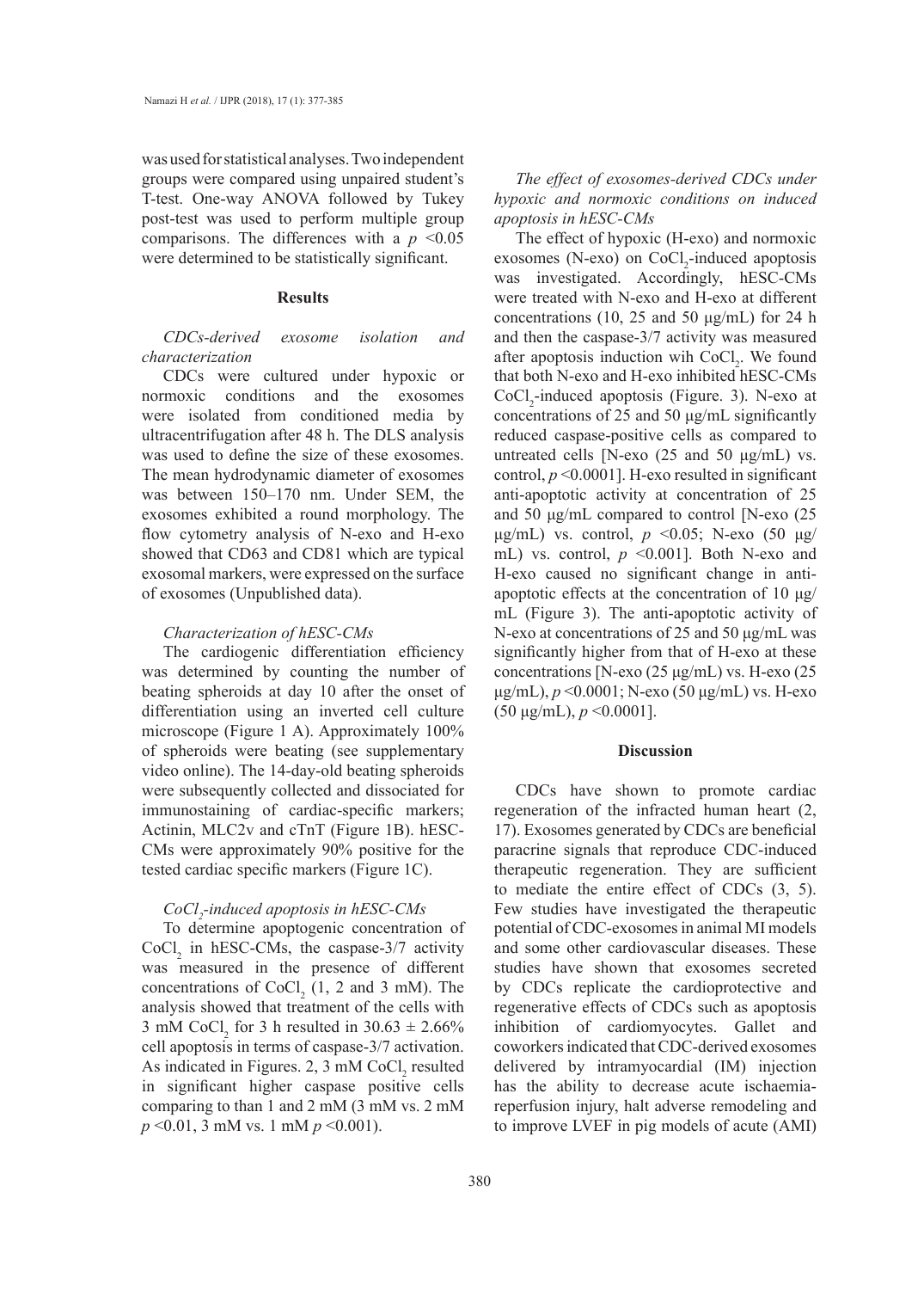was used for statistical analyses. Two independent groups were compared using unpaired student's T-test. One-way ANOVA followed by Tukey post-test was used to perform multiple group comparisons. The differences with a $p < 0.05$ were determined to be statistically significant.

## Results

### *CDCs-derived exosome isolation and characterization*

CDCs were cultured under hypoxic or normoxic conditions and the exosomes were isolated from conditioned media by ultracentrifugation after 48 h. The DLS analysis was used to define the size of these exosomes. The mean hydrodynamic diameter of exosomes was between 150–170 nm. Under SEM, the exosomes exhibited a round morphology. The flow cytometry analysis of N-exo and H-exo showed that CD63 and CD81 which are typical exosomal markers, were expressed on the surface of exosomes (Unpublished data).

### *Characterization of hESC-CMs*

The cardiogenic differentiation efficiency was determined by counting the number of beating spheroids at day 10 after the onset of differentiation using an inverted cell culture microscope (Figure 1 A). Approximately 100% of spheroids were beating (see supplementary video online). The 14-day-old beating spheroids were subsequently collected and dissociated for immunostaining of cardiac-specific markers; Actinin, MLC2v and cTnT (Figure 1B). hESC-CMs were approximately 90% positive for the tested cardiac specific markers (Figure 1C).

### *$CoCl_2$-induced apoptosis in hESC-CMs*

To determine apoptogenic concentration of $CoCl_2$ in hESC-CMs, the caspase-3/7 activity was measured in the presence of different concentrations of $CoCl_2$ (1, 2 and 3 mM). The analysis showed that treatment of the cells with 3 mM $CoCl_2$ for 3 h resulted in $30.63 \pm 2.66\%$ cell apoptosis in terms of caspase-3/7 activation. As indicated in Figures. 2, 3 mM $CoCl_2$ resulted in significant higher caspase positive cells comparing to than 1 and 2 mM (3 mM vs. 2 mM $p < 0.01$, 3 mM vs. 1 mM $p < 0.001$).

### *The effect of exosomes-derived CDCs under hypoxic and normoxic conditions on induced apoptosis in hESC-CMs*

The effect of hypoxic (H-exo) and normoxic exosomes (N-exo) on $CoCl_2$-induced apoptosis was investigated. Accordingly, hESC-CMs were treated with N-exo and H-exo at different concentrations (10, 25 and 50 μg/mL) for 24 h and then the caspase-3/7 activity was measured after apoptosis induction wih $CoCl_2$. We found that both N-exo and H-exo inhibited hESC-CMs $CoCl_2$-induced apoptosis (Figure. 3). N-exo at concentrations of 25 and 50 μg/mL significantly reduced caspase-positive cells as compared to untreated cells [N-exo (25 and 50 μg/mL) vs. control, $p < 0.0001$]. H-exo resulted in significant anti-apoptotic activity at concentration of 25 and 50 μg/mL compared to control [N-exo (25 μg/mL) vs. control, $p < 0.05$; N-exo (50 μg/mL) vs. control, $p < 0.001$]. Both N-exo and H-exo caused no significant change in anti-apoptotic effects at the concentration of 10 μg/mL (Figure 3). The anti-apoptotic activity of N-exo at concentrations of 25 and 50 μg/mL was significantly higher from that of H-exo at these concentrations [N-exo (25 μg/mL) vs. H-exo (25 μg/mL), $p < 0.0001$; N-exo (50 μg/mL) vs. H-exo (50 μg/mL), $p < 0.0001$].

## Discussion

CDCs have shown to promote cardiac regeneration of the infracted human heart (2, 17). Exosomes generated by CDCs are beneficial paracrine signals that reproduce CDC-induced therapeutic regeneration. They are sufficient to mediate the entire effect of CDCs (3, 5). Few studies have investigated the therapeutic potential of CDC-exosomes in animal MI models and some other cardiovascular diseases. These studies have shown that exosomes secreted by CDCs replicate the cardioprotective and regenerative effects of CDCs such as apoptosis inhibition of cardiomyocytes. Gallet and coworkers indicated that CDC-derived exosomes delivered by intramyocardial (IM) injection has the ability to decrease acute ischaemia-reperfusion injury, halt adverse remodeling and to improve LVEF in pig models of acute (AMI)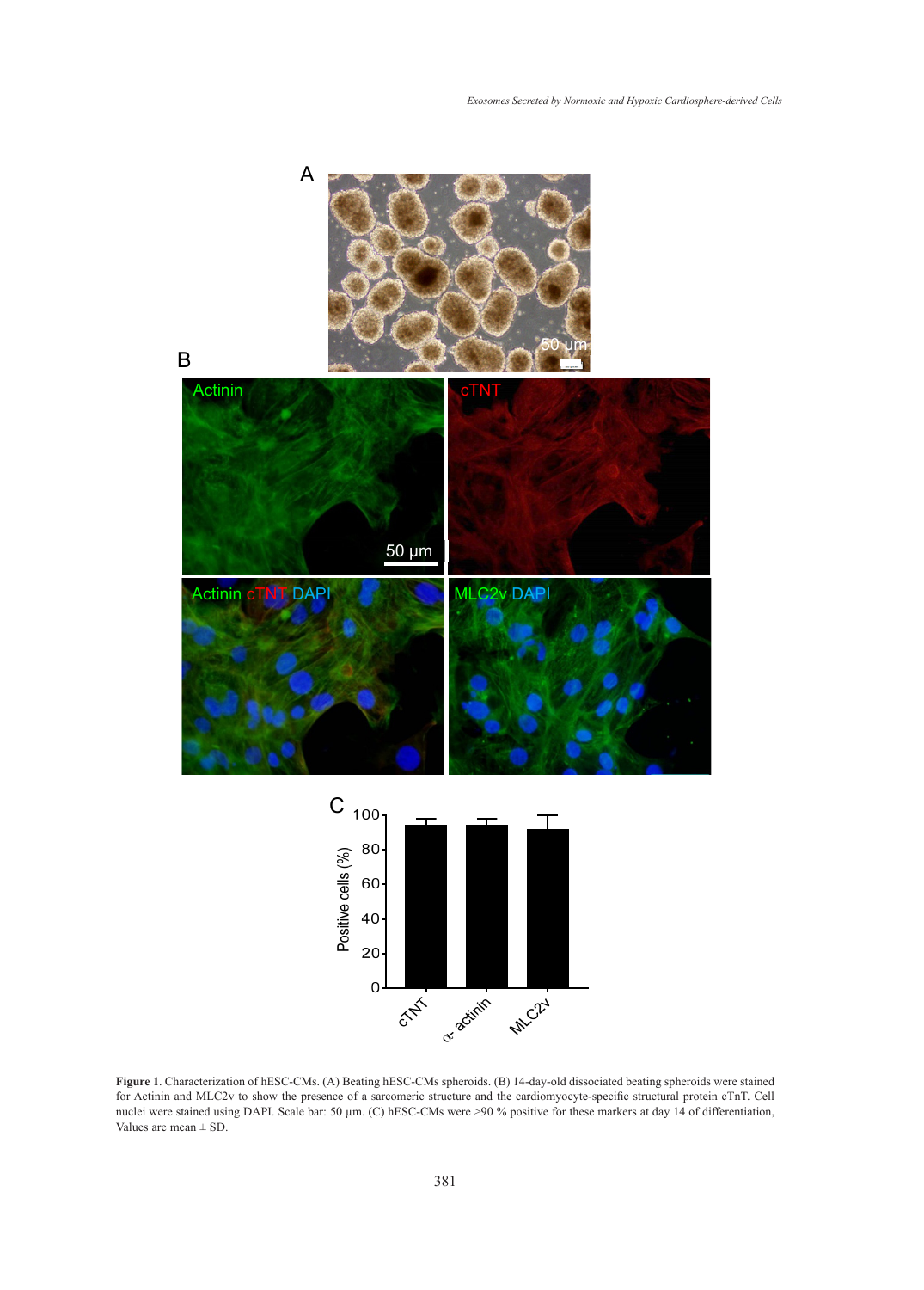**Figure 1**. Characterization of hESC-CMs. (A) Beating hESC-CMs spheroids. (B) 14-day-old dissociated beating spheroids were stained for Actinin and MLC2v to show the presence of a sarcomeric structure and the cardiomyocyte-specific structural protein cTnT. Cell nuclei were stained using DAPI. Scale bar: 50 µm. (C) hESC-CMs were >90 % positive for these markers at day 14 of differentiation, Values are mean ± SD.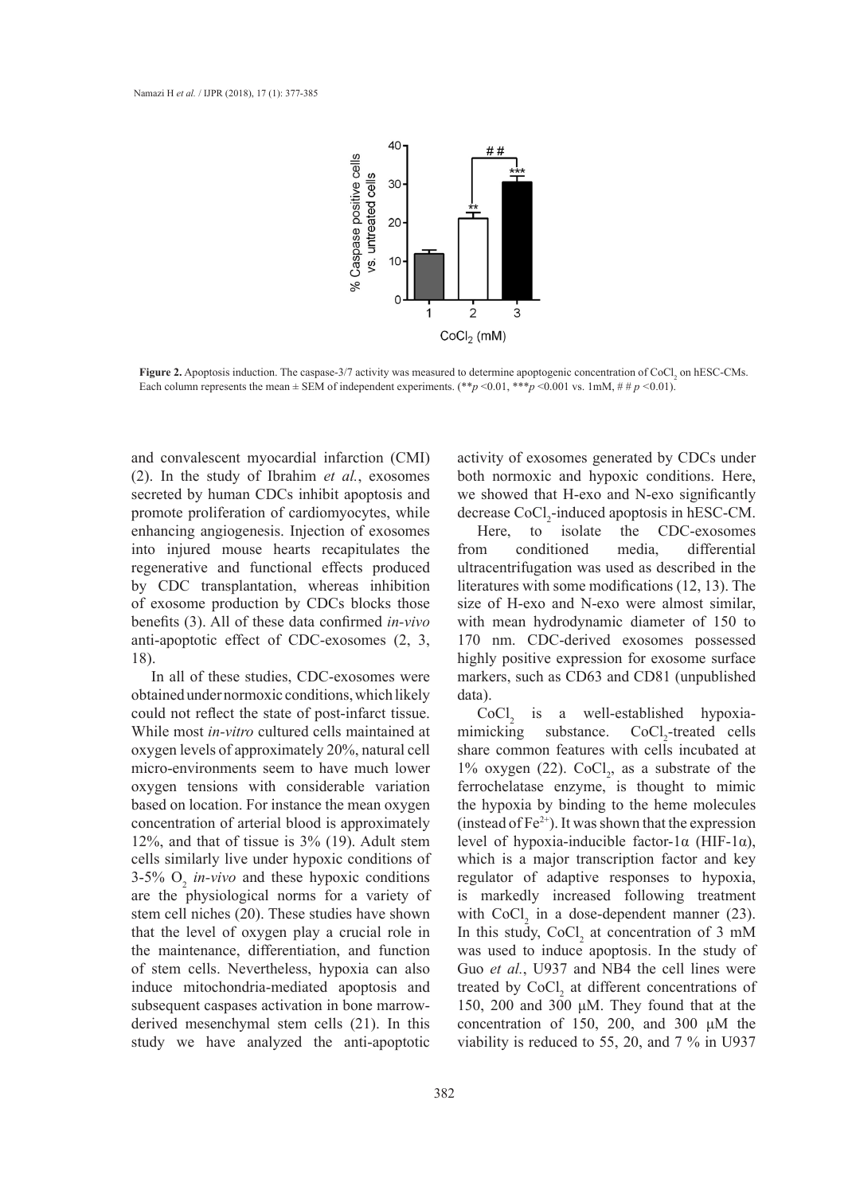**Figure 2.** Apoptosis induction. The caspase-3/7 activity was measured to determine apoptogenic concentration of $CoCl_2$ on hESC-CMs. Each column represents the mean ± SEM of independent experiments. (**$p$ <0.01, ***$p$ <0.001 vs. 1mM, # # $p$ <0.01).

and convalescent myocardial infarction (CMI) (2). In the study of Ibrahim *et al.*, exosomes secreted by human CDCs inhibit apoptosis and promote proliferation of cardiomyocytes, while enhancing angiogenesis. Injection of exosomes into injured mouse hearts recapitulates the regenerative and functional effects produced by CDC transplantation, whereas inhibition of exosome production by CDCs blocks those benefits (3). All of these data confirmed *in-vivo* anti-apoptotic effect of CDC-exosomes (2, 3, 18).

In all of these studies, CDC-exosomes were obtained under normoxic conditions, which likely could not reflect the state of post-infarct tissue. While most *in-vitro* cultured cells maintained at oxygen levels of approximately 20%, natural cell micro-environments seem to have much lower oxygen tensions with considerable variation based on location. For instance the mean oxygen concentration of arterial blood is approximately 12%, and that of tissue is 3% (19). Adult stem cells similarly live under hypoxic conditions of 3-5% $O_2$ *in-vivo* and these hypoxic conditions are the physiological norms for a variety of stem cell niches (20). These studies have shown that the level of oxygen play a crucial role in the maintenance, differentiation, and function of stem cells. Nevertheless, hypoxia can also induce mitochondria-mediated apoptosis and subsequent caspases activation in bone marrow-derived mesenchymal stem cells (21). In this study we have analyzed the anti-apoptotic activity of exosomes generated by CDCs under both normoxic and hypoxic conditions. Here, we showed that H-exo and N-exo significantly decrease $CoCl_2$-induced apoptosis in hESC-CM.

Here, to isolate the CDC-exosomes from conditioned media, differential ultracentrifugation was used as described in the literatures with some modifications (12, 13). The size of H-exo and N-exo were almost similar, with mean hydrodynamic diameter of 150 to 170 nm. CDC-derived exosomes possessed highly positive expression for exosome surface markers, such as CD63 and CD81 (unpublished data).

$CoCl_2$ is a well-established hypoxia-mimicking substance. $CoCl_2$-treated cells share common features with cells incubated at 1% oxygen (22). $CoCl_2$, as a substrate of the ferrochelatase enzyme, is thought to mimic the hypoxia by binding to the heme molecules (instead of $Fe^{2+}$). It was shown that the expression level of hypoxia-inducible factor-1α (HIF-1α), which is a major transcription factor and key regulator of adaptive responses to hypoxia, is markedly increased following treatment with $CoCl_2$ in a dose-dependent manner (23). In this study, $CoCl_2$ at concentration of 3 mM was used to induce apoptosis. In the study of Guo *et al.*, U937 and NB4 the cell lines were treated by $CoCl_2$ at different concentrations of 150, 200 and 300 μM. They found that at the concentration of 150, 200, and 300 μM the viability is reduced to 55, 20, and 7 % in U937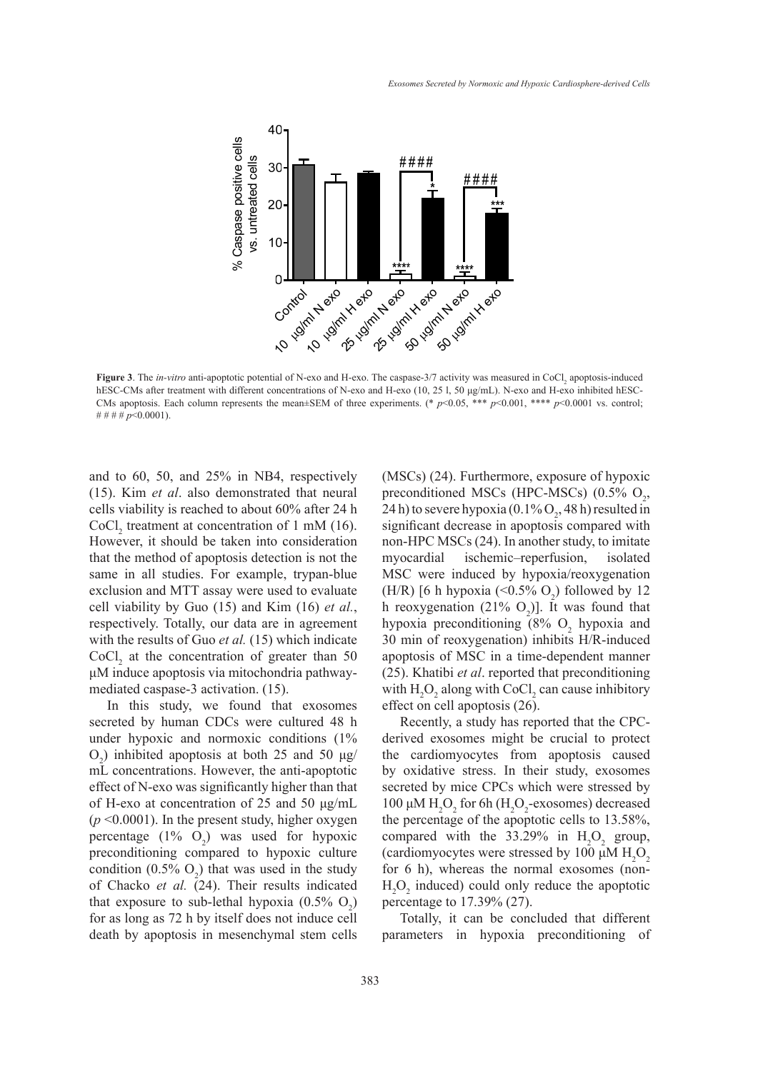**Figure 3**. The *in-vitro* anti-apoptotic potential of N-exo and H-exo. The caspase-3/7 activity was measured in $CoCl_2$ apoptosis-induced hESC-CMs after treatment with different concentrations of N-exo and H-exo (10, 25 l, 50 μg/mL). N-exo and H-exo inhibited hESC-CMs apoptosis. Each column represents the mean±SEM of three experiments. (* $p<0.05$, *** $p<0.001$, **** $p<0.0001$ vs. control; # # # # $p<0.0001$).

and to 60, 50, and 25% in NB4, respectively (15). Kim *et al*. also demonstrated that neural cells viability is reached to about 60% after 24 h $CoCl_2$ treatment at concentration of 1 mM (16). However, it should be taken into consideration that the method of apoptosis detection is not the same in all studies. For example, trypan-blue exclusion and MTT assay were used to evaluate cell viability by Guo (15) and Kim (16) *et al.*, respectively. Totally, our data are in agreement with the results of Guo *et al.* (15) which indicate $CoCl_2$ at the concentration of greater than 50 μM induce apoptosis via mitochondria pathway-mediated caspase-3 activation. (15).

In this study, we found that exosomes secreted by human CDCs were cultured 48 h under hypoxic and normoxic conditions (1% $O_2$) inhibited apoptosis at both 25 and 50 μg/mL concentrations. However, the anti-apoptotic effect of N-exo was significantly higher than that of H-exo at concentration of 25 and 50 μg/mL ($p<0.0001$). In the present study, higher oxygen percentage (1% $O_2$) was used for hypoxic preconditioning compared to hypoxic culture condition (0.5% $O_2$) that was used in the study of Chacko *et al.* (24). Their results indicated that exposure to sub-lethal hypoxia (0.5% $O_2$) for as long as 72 h by itself does not induce cell death by apoptosis in mesenchymal stem cells (MSCs) (24). Furthermore, exposure of hypoxic preconditioned MSCs (HPC-MSCs) (0.5% $O_2$, 24 h) to severe hypoxia (0.1% $O_2$, 48 h) resulted in significant decrease in apoptosis compared with non-HPC MSCs (24). In another study, to imitate myocardial ischemic–reperfusion, isolated MSC were induced by hypoxia/reoxygenation (H/R) [6 h hypoxia (<0.5% $O_2$) followed by 12 h reoxygenation (21% $O_2$)]. It was found that hypoxia preconditioning (8% $O_2$ hypoxia and 30 min of reoxygenation) inhibits H/R-induced apoptosis of MSC in a time-dependent manner (25). Khatibi *et al*. reported that preconditioning with $H_2O_2$ along with $CoCl_2$ can cause inhibitory effect on cell apoptosis (26).

Recently, a study has reported that the CPC-derived exosomes might be crucial to protect the cardiomyocytes from apoptosis caused by oxidative stress. In their study, exosomes secreted by mice CPCs which were stressed by 100 μM $H_2O_2$ for 6h ($H_2O_2$-exosomes) decreased the percentage of the apoptotic cells to 13.58%, compared with the 33.29% in $H_2O_2$ group, (cardiomyocytes were stressed by 100 μM $H_2O_2$ for 6 h), whereas the normal exosomes (non-$H_2O_2$ induced) could only reduce the apoptotic percentage to 17.39% (27).

Totally, it can be concluded that different parameters in hypoxia preconditioning of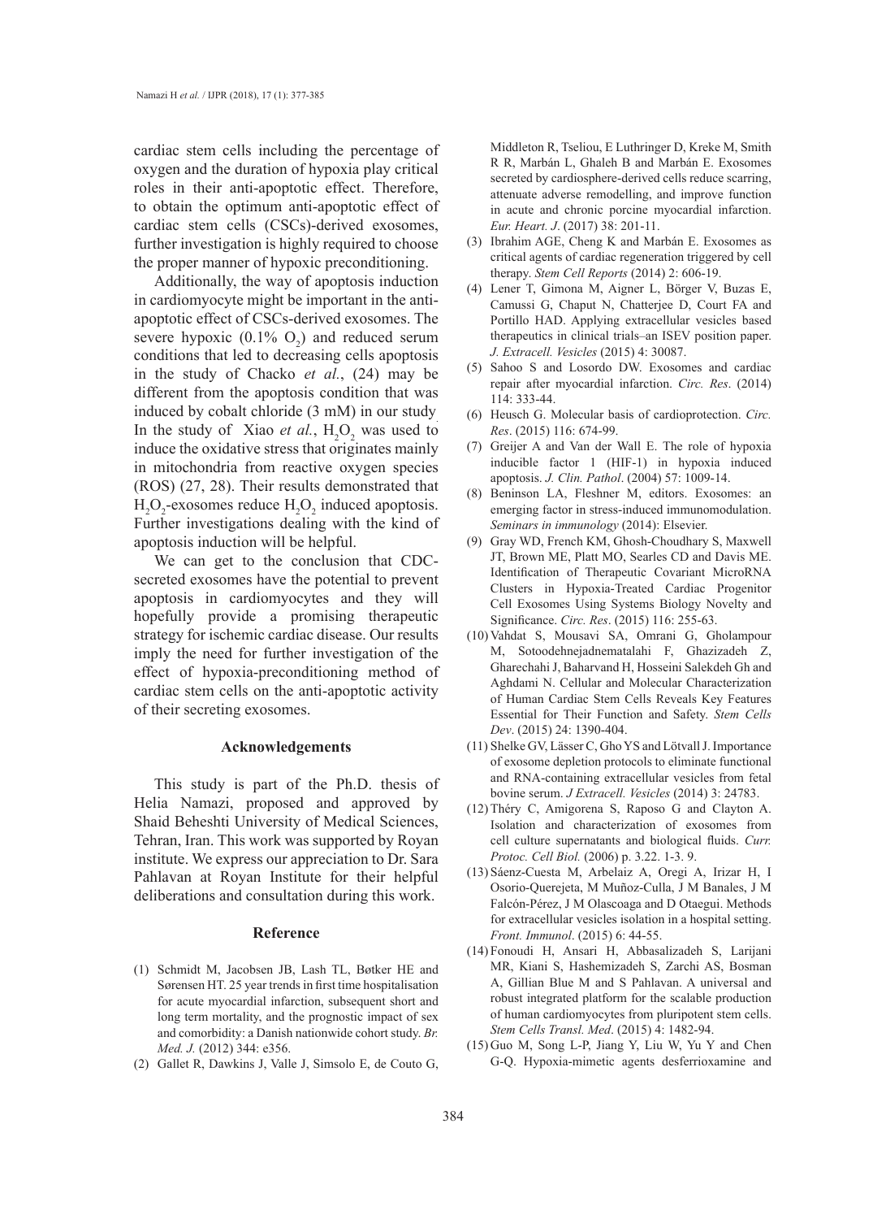cardiac stem cells including the percentage of oxygen and the duration of hypoxia play critical roles in their anti-apoptotic effect. Therefore, to obtain the optimum anti-apoptotic effect of cardiac stem cells (CSCs)-derived exosomes, further investigation is highly required to choose the proper manner of hypoxic preconditioning.

Additionally, the way of apoptosis induction in cardiomyocyte might be important in the anti-apoptotic effect of CSCs-derived exosomes. The severe hypoxic (0.1% $O_2$) and reduced serum conditions that led to decreasing cells apoptosis in the study of Chacko *et al.*, (24) may be different from the apoptosis condition that was induced by cobalt chloride (3 mM) in our study. In the study of Xiao *et al.*, $H_2O_2$ was used to induce the oxidative stress that originates mainly in mitochondria from reactive oxygen species (ROS) (27, 28). Their results demonstrated that $H_2O_2$-exosomes reduce $H_2O_2$ induced apoptosis. Further investigations dealing with the kind of apoptosis induction will be helpful.

We can get to the conclusion that CDC-secreted exosomes have the potential to prevent apoptosis in cardiomyocytes and they will hopefully provide a promising therapeutic strategy for ischemic cardiac disease. Our results imply the need for further investigation of the effect of hypoxia-preconditioning method of cardiac stem cells on the anti-apoptotic activity of their secreting exosomes.

## Acknowledgements

This study is part of the Ph.D. thesis of Helia Namazi, proposed and approved by Shaid Beheshti University of Medical Sciences, Tehran, Iran. This work was supported by Royan institute. We express our appreciation to Dr. Sara Pahlavan at Royan Institute for their helpful deliberations and consultation during this work.

## Reference

(1) Schmidt M, Jacobsen JB, Lash TL, Bøtker HE and Sørensen HT. 25 year trends in first time hospitalisation for acute myocardial infarction, subsequent short and long term mortality, and the prognostic impact of sex and comorbidity: a Danish nationwide cohort study. *Br. Med. J.* (2012) 344: e356.

(2) Gallet R, Dawkins J, Valle J, Simsolo E, de Couto G, Middleton R, Tseliou, E Luthringer D, Kreke M, Smith R R, Marbán L, Ghaleh B and Marbán E. Exosomes secreted by cardiosphere-derived cells reduce scarring, attenuate adverse remodelling, and improve function in acute and chronic porcine myocardial infarction. *Eur. Heart. J*. (2017) 38: 201-11.

(3) Ibrahim AGE, Cheng K and Marbán E. Exosomes as critical agents of cardiac regeneration triggered by cell therapy. *Stem Cell Reports* (2014) 2: 606-19.

(4) Lener T, Gimona M, Aigner L, Börger V, Buzas E, Camussi G, Chaput N, Chatterjee D, Court FA and Portillo HAD. Applying extracellular vesicles based therapeutics in clinical trials–an ISEV position paper. *J. Extracell. Vesicles* (2015) 4: 30087.

(5) Sahoo S and Losordo DW. Exosomes and cardiac repair after myocardial infarction. *Circ. Res*. (2014) 114: 333-44.

(6) Heusch G. Molecular basis of cardioprotection. *Circ. Res*. (2015) 116: 674-99.

(7) Greijer A and Van der Wall E. The role of hypoxia inducible factor 1 (HIF-1) in hypoxia induced apoptosis. *J. Clin. Pathol*. (2004) 57: 1009-14.

(8) Beninson LA, Fleshner M, editors. Exosomes: an emerging factor in stress-induced immunomodulation. *Seminars in immunology* (2014): Elsevier.

(9) Gray WD, French KM, Ghosh-Choudhary S, Maxwell JT, Brown ME, Platt MO, Searles CD and Davis ME. Identification of Therapeutic Covariant MicroRNA Clusters in Hypoxia-Treated Cardiac Progenitor Cell Exosomes Using Systems Biology Novelty and Significance. *Circ. Res*. (2015) 116: 255-63.

(10) Vahdat S, Mousavi SA, Omrani G, Gholampour M, Sotoodehnejadnematalahi F, Ghazizadeh Z, Gharechahi J, Baharvand H, Hosseini Salekdeh Gh and Aghdami N. Cellular and Molecular Characterization of Human Cardiac Stem Cells Reveals Key Features Essential for Their Function and Safety. *Stem Cells Dev*. (2015) 24: 1390-404.

(11) Shelke GV, Lässer C, Gho YS and Lötvall J. Importance of exosome depletion protocols to eliminate functional and RNA-containing extracellular vesicles from fetal bovine serum. *J Extracell. Vesicles* (2014) 3: 24783.

(12) Théry C, Amigorena S, Raposo G and Clayton A. Isolation and characterization of exosomes from cell culture supernatants and biological fluids. *Curr. Protoc. Cell Biol.* (2006) p. 3.22. 1-3. 9.

(13) Sáenz-Cuesta M, Arbelaiz A, Oregi A, Irizar H, I Osorio-Querejeta, M Muñoz-Culla, J M Banales, J M Falcón-Pérez, J M Olascoaga and D Otaegui. Methods for extracellular vesicles isolation in a hospital setting. *Front. Immunol*. (2015) 6: 44-55.

(14) Fonoudi H, Ansari H, Abbasalizadeh S, Larijani MR, Kiani S, Hashemizadeh S, Zarchi AS, Bosman A, Gillian Blue M and S Pahlavan. A universal and robust integrated platform for the scalable production of human cardiomyocytes from pluripotent stem cells. *Stem Cells Transl. Med*. (2015) 4: 1482-94.

(15) Guo M, Song L-P, Jiang Y, Liu W, Yu Y and Chen G-Q. Hypoxia-mimetic agents desferrioxamine and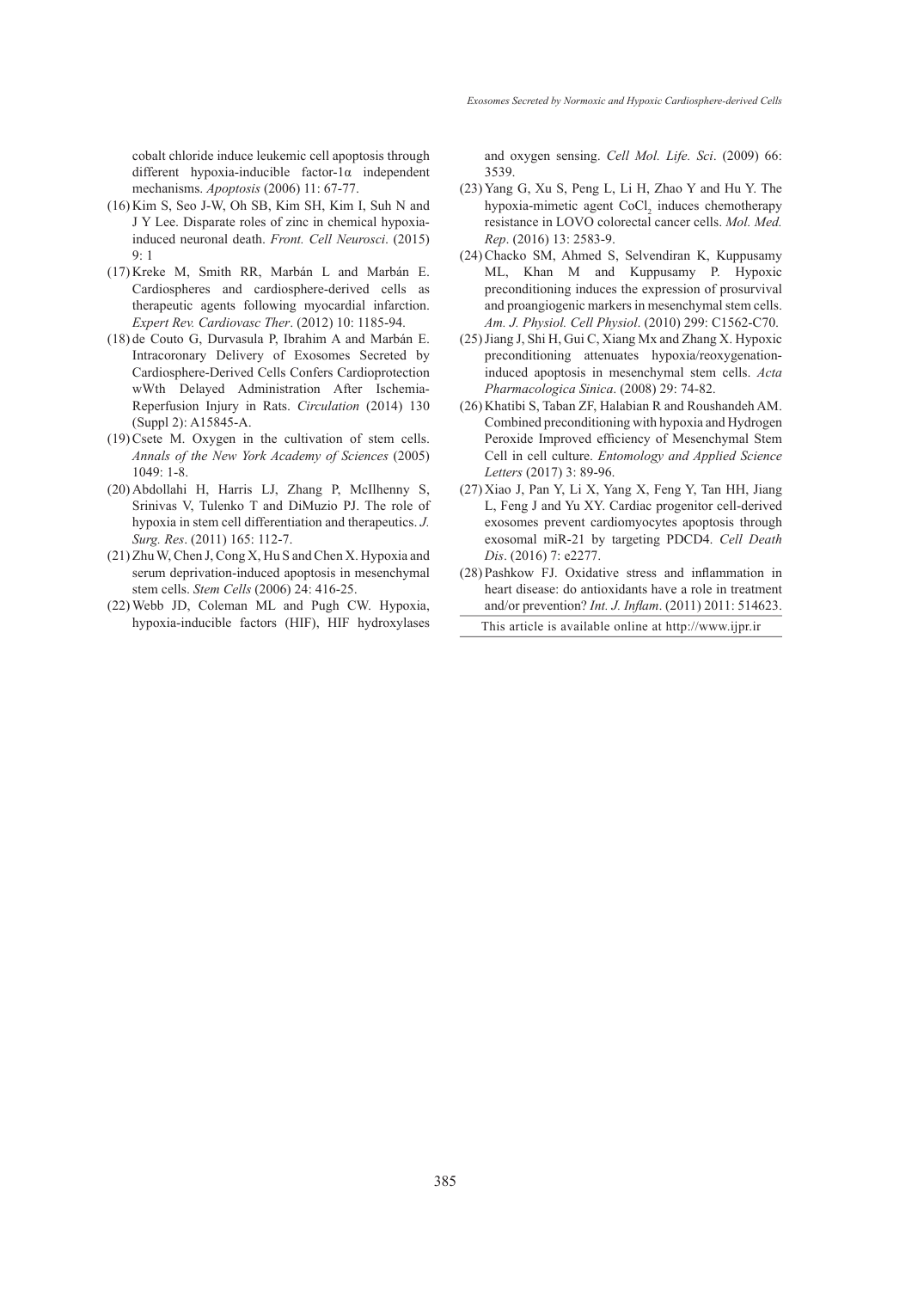cobalt chloride induce leukemic cell apoptosis through different hypoxia-inducible factor-1α independent mechanisms. *Apoptosis* (2006) 11: 67-77.

(16) Kim S, Seo J-W, Oh SB, Kim SH, Kim I, Suh N and J Y Lee. Disparate roles of zinc in chemical hypoxia-induced neuronal death. *Front. Cell Neurosci*. (2015) 9: 1

(17) Kreke M, Smith RR, Marbán L and Marbán E. Cardiospheres and cardiosphere-derived cells as therapeutic agents following myocardial infarction. *Expert Rev. Cardiovasc Ther*. (2012) 10: 1185-94.

(18) de Couto G, Durvasula P, Ibrahim A and Marbán E. Intracoronary Delivery of Exosomes Secreted by Cardiosphere-Derived Cells Confers Cardioprotection wWth Delayed Administration After Ischemia-Reperfusion Injury in Rats. *Circulation* (2014) 130 (Suppl 2): A15845-A.

(19) Csete M. Oxygen in the cultivation of stem cells. *Annals of the New York Academy of Sciences* (2005) 1049: 1-8.

(20) Abdollahi H, Harris LJ, Zhang P, McIlhenny S, Srinivas V, Tulenko T and DiMuzio PJ. The role of hypoxia in stem cell differentiation and therapeutics. *J. Surg. Res*. (2011) 165: 112-7.

(21) Zhu W, Chen J, Cong X, Hu S and Chen X. Hypoxia and serum deprivation-induced apoptosis in mesenchymal stem cells. *Stem Cells* (2006) 24: 416-25.

(22) Webb JD, Coleman ML and Pugh CW. Hypoxia, hypoxia-inducible factors (HIF), HIF hydroxylases and oxygen sensing. *Cell Mol. Life. Sci*. (2009) 66: 3539.

(23) Yang G, Xu S, Peng L, Li H, Zhao Y and Hu Y. The hypoxia-mimetic agent $CoCl_2$ induces chemotherapy resistance in LOVO colorectal cancer cells. *Mol. Med. Rep*. (2016) 13: 2583-9.

(24) Chacko SM, Ahmed S, Selvendiran K, Kuppusamy ML, Khan M and Kuppusamy P. Hypoxic preconditioning induces the expression of prosurvival and proangiogenic markers in mesenchymal stem cells. *Am. J. Physiol. Cell Physiol*. (2010) 299: C1562-C70.

(25) Jiang J, Shi H, Gui C, Xiang Mx and Zhang X. Hypoxic preconditioning attenuates hypoxia/reoxygenation-induced apoptosis in mesenchymal stem cells. *Acta Pharmacologica Sinica*. (2008) 29: 74-82.

(26) Khatibi S, Taban ZF, Halabian R and Roushandeh AM. Combined preconditioning with hypoxia and Hydrogen Peroxide Improved efficiency of Mesenchymal Stem Cell in cell culture. *Entomology and Applied Science Letters* (2017) 3: 89-96.

(27) Xiao J, Pan Y, Li X, Yang X, Feng Y, Tan HH, Jiang L, Feng J and Yu XY. Cardiac progenitor cell-derived exosomes prevent cardiomyocytes apoptosis through exosomal miR-21 by targeting PDCD4. *Cell Death Dis*. (2016) 7: e2277.

(28) Pashkow FJ. Oxidative stress and inflammation in heart disease: do antioxidants have a role in treatment and/or prevention? *Int. J. Inflam*. (2011) 2011: 514623.

This article is available online at http://www.ijpr.ir